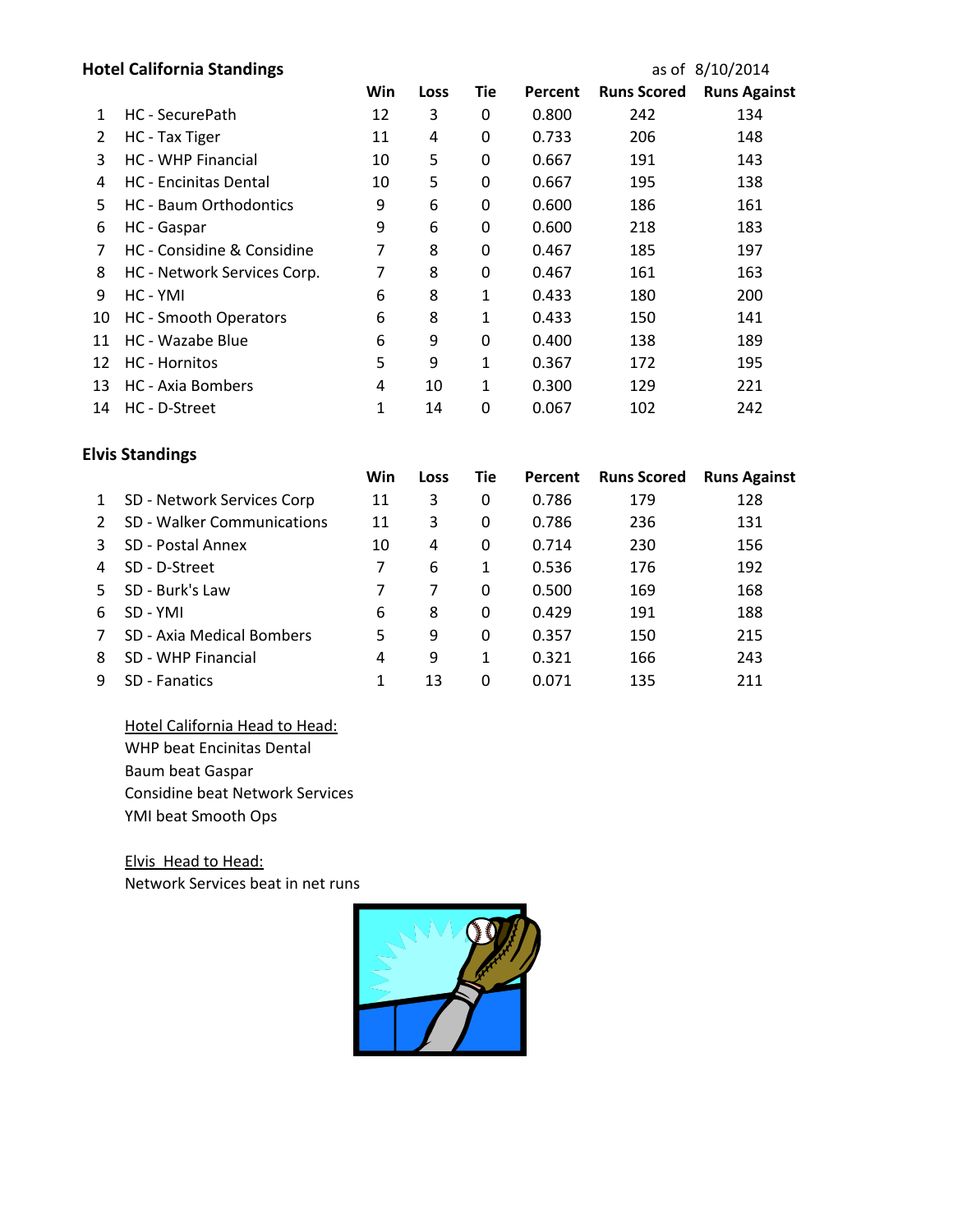**Hotel California Standings** as of 8/10/2014

| | | Win | Loss | Tie | Percent | Runs Scored | Runs Against |
|---|---|---|---|---|---|---|---|
| 1 | HC - SecurePath | 12 | 3 | 0 | 0.800 | 242 | 134 |
| 2 | HC - Tax Tiger | 11 | 4 | 0 | 0.733 | 206 | 148 |
| 3 | HC - WHP Financial | 10 | 5 | 0 | 0.667 | 191 | 143 |
| 4 | HC - Encinitas Dental | 10 | 5 | 0 | 0.667 | 195 | 138 |
| 5 | HC - Baum Orthodontics | 9 | 6 | 0 | 0.600 | 186 | 161 |
| 6 | HC - Gaspar | 9 | 6 | 0 | 0.600 | 218 | 183 |
| 7 | HC - Considine & Considine | 7 | 8 | 0 | 0.467 | 185 | 197 |
| 8 | HC - Network Services Corp. | 7 | 8 | 0 | 0.467 | 161 | 163 |
| 9 | HC - YMI | 6 | 8 | 1 | 0.433 | 180 | 200 |
| 10 | HC - Smooth Operators | 6 | 8 | 1 | 0.433 | 150 | 141 |
| 11 | HC - Wazabe Blue | 6 | 9 | 0 | 0.400 | 138 | 189 |
| 12 | HC - Hornitos | 5 | 9 | 1 | 0.367 | 172 | 195 |
| 13 | HC - Axia Bombers | 4 | 10 | 1 | 0.300 | 129 | 221 |
| 14 | HC - D-Street | 1 | 14 | 0 | 0.067 | 102 | 242 |

**Elvis Standings**

| | | Win | Loss | Tie | Percent | Runs Scored | Runs Against |
|---|---|---|---|---|---|---|---|
| 1 | SD - Network Services Corp | 11 | 3 | 0 | 0.786 | 179 | 128 |
| 2 | SD - Walker Communications | 11 | 3 | 0 | 0.786 | 236 | 131 |
| 3 | SD - Postal Annex | 10 | 4 | 0 | 0.714 | 230 | 156 |
| 4 | SD - D-Street | 7 | 6 | 1 | 0.536 | 176 | 192 |
| 5 | SD - Burk's Law | 7 | 7 | 0 | 0.500 | 169 | 168 |
| 6 | SD - YMI | 6 | 8 | 0 | 0.429 | 191 | 188 |
| 7 | SD - Axia Medical Bombers | 5 | 9 | 0 | 0.357 | 150 | 215 |
| 8 | SD - WHP Financial | 4 | 9 | 1 | 0.321 | 166 | 243 |
| 9 | SD - Fanatics | 1 | 13 | 0 | 0.071 | 135 | 211 |

<u>Hotel California Head to Head:</u>

WHP beat Encinitas Dental

Baum beat Gaspar

Considine beat Network Services

YMI beat Smooth Ops

<u>Elvis Head to Head:</u>

Network Services beat in net runs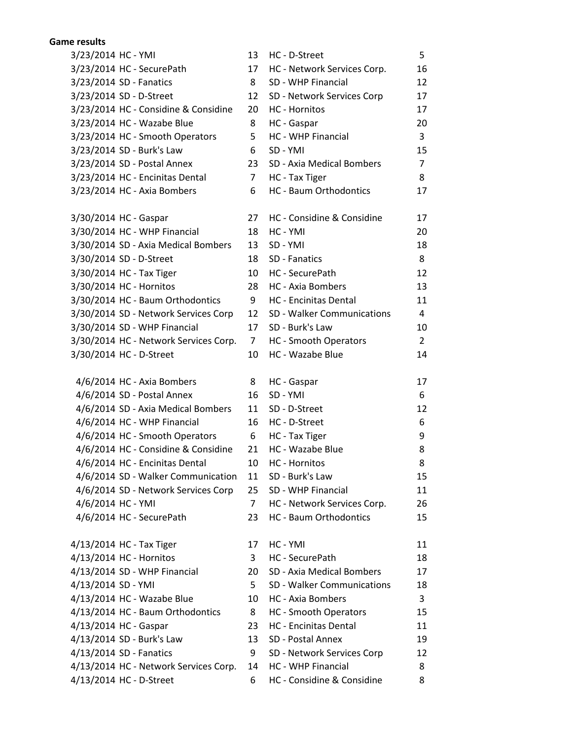**Game results**

| | | | | |
|---|---|---|---|---|
| 3/23/2014 | HC - YMI | 13 | HC - D-Street | 5 |
| 3/23/2014 | HC - SecurePath | 17 | HC - Network Services Corp. | 16 |
| 3/23/2014 | SD - Fanatics | 8 | SD - WHP Financial | 12 |
| 3/23/2014 | SD - D-Street | 12 | SD - Network Services Corp | 17 |
| 3/23/2014 | HC - Considine & Considine | 20 | HC - Hornitos | 17 |
| 3/23/2014 | HC - Wazabe Blue | 8 | HC - Gaspar | 20 |
| 3/23/2014 | HC - Smooth Operators | 5 | HC - WHP Financial | 3 |
| 3/23/2014 | SD - Burk's Law | 6 | SD - YMI | 15 |
| 3/23/2014 | SD - Postal Annex | 23 | SD - Axia Medical Bombers | 7 |
| 3/23/2014 | HC - Encinitas Dental | 7 | HC - Tax Tiger | 8 |
| 3/23/2014 | HC - Axia Bombers | 6 | HC - Baum Orthodontics | 17 |
| | | | | |
| 3/30/2014 | HC - Gaspar | 27 | HC - Considine & Considine | 17 |
| 3/30/2014 | HC - WHP Financial | 18 | HC - YMI | 20 |
| 3/30/2014 | SD - Axia Medical Bombers | 13 | SD - YMI | 18 |
| 3/30/2014 | SD - D-Street | 18 | SD - Fanatics | 8 |
| 3/30/2014 | HC - Tax Tiger | 10 | HC - SecurePath | 12 |
| 3/30/2014 | HC - Hornitos | 28 | HC - Axia Bombers | 13 |
| 3/30/2014 | HC - Baum Orthodontics | 9 | HC - Encinitas Dental | 11 |
| 3/30/2014 | SD - Network Services Corp | 12 | SD - Walker Communications | 4 |
| 3/30/2014 | SD - WHP Financial | 17 | SD - Burk's Law | 10 |
| 3/30/2014 | HC - Network Services Corp. | 7 | HC - Smooth Operators | 2 |
| 3/30/2014 | HC - D-Street | 10 | HC - Wazabe Blue | 14 |
| | | | | |
| 4/6/2014 | HC - Axia Bombers | 8 | HC - Gaspar | 17 |
| 4/6/2014 | SD - Postal Annex | 16 | SD - YMI | 6 |
| 4/6/2014 | SD - Axia Medical Bombers | 11 | SD - D-Street | 12 |
| 4/6/2014 | HC - WHP Financial | 16 | HC - D-Street | 6 |
| 4/6/2014 | HC - Smooth Operators | 6 | HC - Tax Tiger | 9 |
| 4/6/2014 | HC - Considine & Considine | 21 | HC - Wazabe Blue | 8 |
| 4/6/2014 | HC - Encinitas Dental | 10 | HC - Hornitos | 8 |
| 4/6/2014 | SD - Walker Communication | 11 | SD - Burk's Law | 15 |
| 4/6/2014 | SD - Network Services Corp | 25 | SD - WHP Financial | 11 |
| 4/6/2014 | HC - YMI | 7 | HC - Network Services Corp. | 26 |
| 4/6/2014 | HC - SecurePath | 23 | HC - Baum Orthodontics | 15 |
| | | | | |
| 4/13/2014 | HC - Tax Tiger | 17 | HC - YMI | 11 |
| 4/13/2014 | HC - Hornitos | 3 | HC - SecurePath | 18 |
| 4/13/2014 | SD - WHP Financial | 20 | SD - Axia Medical Bombers | 17 |
| 4/13/2014 | SD - YMI | 5 | SD - Walker Communications | 18 |
| 4/13/2014 | HC - Wazabe Blue | 10 | HC - Axia Bombers | 3 |
| 4/13/2014 | HC - Baum Orthodontics | 8 | HC - Smooth Operators | 15 |
| 4/13/2014 | HC - Gaspar | 23 | HC - Encinitas Dental | 11 |
| 4/13/2014 | SD - Burk's Law | 13 | SD - Postal Annex | 19 |
| 4/13/2014 | SD - Fanatics | 9 | SD - Network Services Corp | 12 |
| 4/13/2014 | HC - Network Services Corp. | 14 | HC - WHP Financial | 8 |
| 4/13/2014 | HC - D-Street | 6 | HC - Considine & Considine | 8 |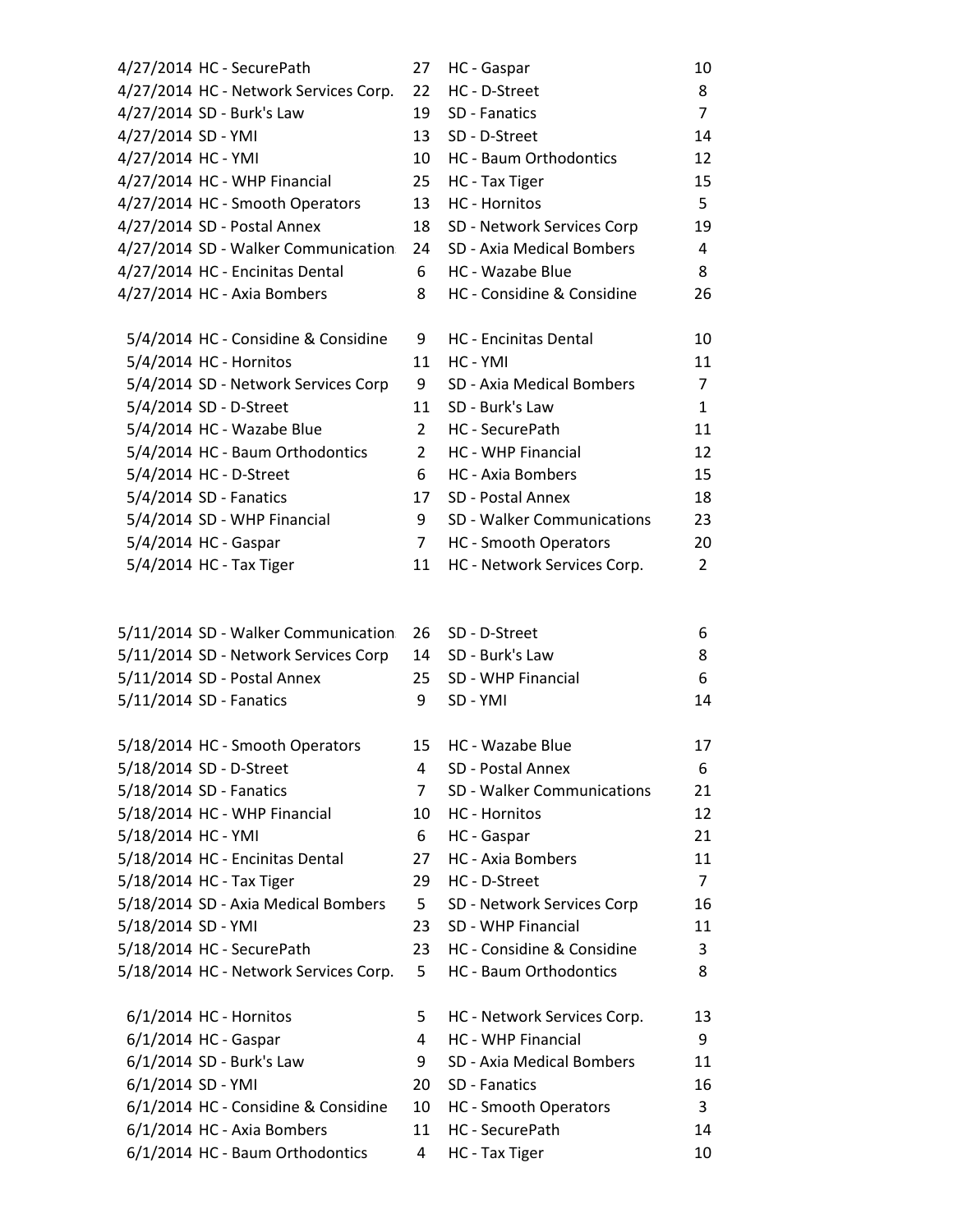| | | | | |
|---|---|---|---|---|
| 4/27/2014 | HC - SecurePath | 27 | HC - Gaspar | 10 |
| 4/27/2014 | HC - Network Services Corp. | 22 | HC - D-Street | 8 |
| 4/27/2014 | SD - Burk's Law | 19 | SD - Fanatics | 7 |
| 4/27/2014 | SD - YMI | 13 | SD - D-Street | 14 |
| 4/27/2014 | HC - YMI | 10 | HC - Baum Orthodontics | 12 |
| 4/27/2014 | HC - WHP Financial | 25 | HC - Tax Tiger | 15 |
| 4/27/2014 | HC - Smooth Operators | 13 | HC - Hornitos | 5 |
| 4/27/2014 | SD - Postal Annex | 18 | SD - Network Services Corp | 19 |
| 4/27/2014 | SD - Walker Communication | 24 | SD - Axia Medical Bombers | 4 |
| 4/27/2014 | HC - Encinitas Dental | 6 | HC - Wazabe Blue | 8 |
| 4/27/2014 | HC - Axia Bombers | 8 | HC - Considine & Considine | 26 |
| | | | | |
| 5/4/2014 | HC - Considine & Considine | 9 | HC - Encinitas Dental | 10 |
| 5/4/2014 | HC - Hornitos | 11 | HC - YMI | 11 |
| 5/4/2014 | SD - Network Services Corp | 9 | SD - Axia Medical Bombers | 7 |
| 5/4/2014 | SD - D-Street | 11 | SD - Burk's Law | 1 |
| 5/4/2014 | HC - Wazabe Blue | 2 | HC - SecurePath | 11 |
| 5/4/2014 | HC - Baum Orthodontics | 2 | HC - WHP Financial | 12 |
| 5/4/2014 | HC - D-Street | 6 | HC - Axia Bombers | 15 |
| 5/4/2014 | SD - Fanatics | 17 | SD - Postal Annex | 18 |
| 5/4/2014 | SD - WHP Financial | 9 | SD - Walker Communications | 23 |
| 5/4/2014 | HC - Gaspar | 7 | HC - Smooth Operators | 20 |
| 5/4/2014 | HC - Tax Tiger | 11 | HC - Network Services Corp. | 2 |
| | | | | |
| 5/11/2014 | SD - Walker Communication | 26 | SD - D-Street | 6 |
| 5/11/2014 | SD - Network Services Corp | 14 | SD - Burk's Law | 8 |
| 5/11/2014 | SD - Postal Annex | 25 | SD - WHP Financial | 6 |
| 5/11/2014 | SD - Fanatics | 9 | SD - YMI | 14 |
| | | | | |
| 5/18/2014 | HC - Smooth Operators | 15 | HC - Wazabe Blue | 17 |
| 5/18/2014 | SD - D-Street | 4 | SD - Postal Annex | 6 |
| 5/18/2014 | SD - Fanatics | 7 | SD - Walker Communications | 21 |
| 5/18/2014 | HC - WHP Financial | 10 | HC - Hornitos | 12 |
| 5/18/2014 | HC - YMI | 6 | HC - Gaspar | 21 |
| 5/18/2014 | HC - Encinitas Dental | 27 | HC - Axia Bombers | 11 |
| 5/18/2014 | HC - Tax Tiger | 29 | HC - D-Street | 7 |
| 5/18/2014 | SD - Axia Medical Bombers | 5 | SD - Network Services Corp | 16 |
| 5/18/2014 | SD - YMI | 23 | SD - WHP Financial | 11 |
| 5/18/2014 | HC - SecurePath | 23 | HC - Considine & Considine | 3 |
| 5/18/2014 | HC - Network Services Corp. | 5 | HC - Baum Orthodontics | 8 |
| | | | | |
| 6/1/2014 | HC - Hornitos | 5 | HC - Network Services Corp. | 13 |
| 6/1/2014 | HC - Gaspar | 4 | HC - WHP Financial | 9 |
| 6/1/2014 | SD - Burk's Law | 9 | SD - Axia Medical Bombers | 11 |
| 6/1/2014 | SD - YMI | 20 | SD - Fanatics | 16 |
| 6/1/2014 | HC - Considine & Considine | 10 | HC - Smooth Operators | 3 |
| 6/1/2014 | HC - Axia Bombers | 11 | HC - SecurePath | 14 |
| 6/1/2014 | HC - Baum Orthodontics | 4 | HC - Tax Tiger | 10 |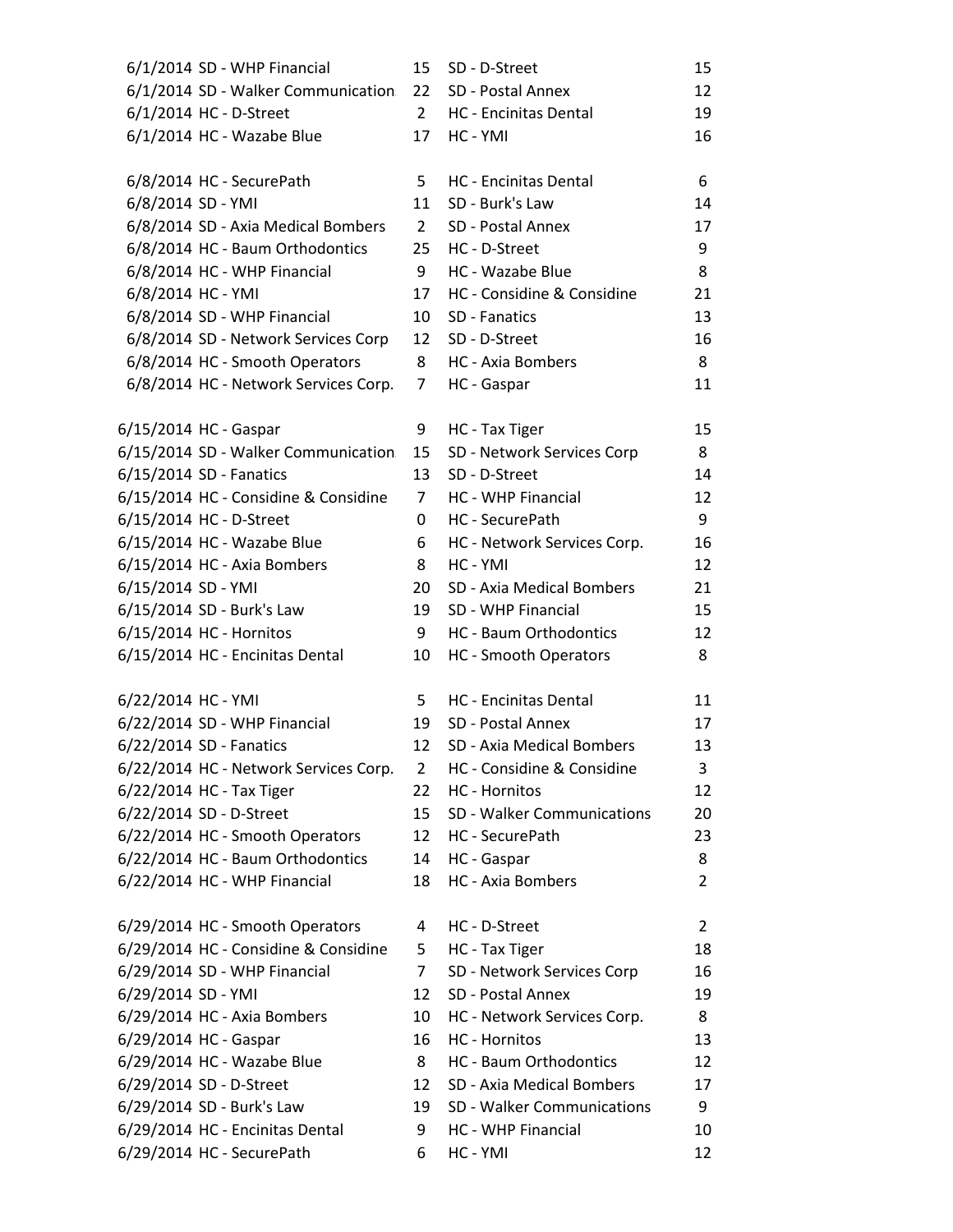| | | | | |
|---|---|---|---|---|
| 6/1/2014 | SD - WHP Financial | 15 | SD - D-Street | 15 |
| 6/1/2014 | SD - Walker Communication | 22 | SD - Postal Annex | 12 |
| 6/1/2014 | HC - D-Street | 2 | HC - Encinitas Dental | 19 |
| 6/1/2014 | HC - Wazabe Blue | 17 | HC - YMI | 16 |
| | | | | |
| 6/8/2014 | HC - SecurePath | 5 | HC - Encinitas Dental | 6 |
| 6/8/2014 | SD - YMI | 11 | SD - Burk's Law | 14 |
| 6/8/2014 | SD - Axia Medical Bombers | 2 | SD - Postal Annex | 17 |
| 6/8/2014 | HC - Baum Orthodontics | 25 | HC - D-Street | 9 |
| 6/8/2014 | HC - WHP Financial | 9 | HC - Wazabe Blue | 8 |
| 6/8/2014 | HC - YMI | 17 | HC - Considine & Considine | 21 |
| 6/8/2014 | SD - WHP Financial | 10 | SD - Fanatics | 13 |
| 6/8/2014 | SD - Network Services Corp | 12 | SD - D-Street | 16 |
| 6/8/2014 | HC - Smooth Operators | 8 | HC - Axia Bombers | 8 |
| 6/8/2014 | HC - Network Services Corp. | 7 | HC - Gaspar | 11 |
| | | | | |
| 6/15/2014 | HC - Gaspar | 9 | HC - Tax Tiger | 15 |
| 6/15/2014 | SD - Walker Communication | 15 | SD - Network Services Corp | 8 |
| 6/15/2014 | SD - Fanatics | 13 | SD - D-Street | 14 |
| 6/15/2014 | HC - Considine & Considine | 7 | HC - WHP Financial | 12 |
| 6/15/2014 | HC - D-Street | 0 | HC - SecurePath | 9 |
| 6/15/2014 | HC - Wazabe Blue | 6 | HC - Network Services Corp. | 16 |
| 6/15/2014 | HC - Axia Bombers | 8 | HC - YMI | 12 |
| 6/15/2014 | SD - YMI | 20 | SD - Axia Medical Bombers | 21 |
| 6/15/2014 | SD - Burk's Law | 19 | SD - WHP Financial | 15 |
| 6/15/2014 | HC - Hornitos | 9 | HC - Baum Orthodontics | 12 |
| 6/15/2014 | HC - Encinitas Dental | 10 | HC - Smooth Operators | 8 |
| | | | | |
| 6/22/2014 | HC - YMI | 5 | HC - Encinitas Dental | 11 |
| 6/22/2014 | SD - WHP Financial | 19 | SD - Postal Annex | 17 |
| 6/22/2014 | SD - Fanatics | 12 | SD - Axia Medical Bombers | 13 |
| 6/22/2014 | HC - Network Services Corp. | 2 | HC - Considine & Considine | 3 |
| 6/22/2014 | HC - Tax Tiger | 22 | HC - Hornitos | 12 |
| 6/22/2014 | SD - D-Street | 15 | SD - Walker Communications | 20 |
| 6/22/2014 | HC - Smooth Operators | 12 | HC - SecurePath | 23 |
| 6/22/2014 | HC - Baum Orthodontics | 14 | HC - Gaspar | 8 |
| 6/22/2014 | HC - WHP Financial | 18 | HC - Axia Bombers | 2 |
| | | | | |
| 6/29/2014 | HC - Smooth Operators | 4 | HC - D-Street | 2 |
| 6/29/2014 | HC - Considine & Considine | 5 | HC - Tax Tiger | 18 |
| 6/29/2014 | SD - WHP Financial | 7 | SD - Network Services Corp | 16 |
| 6/29/2014 | SD - YMI | 12 | SD - Postal Annex | 19 |
| 6/29/2014 | HC - Axia Bombers | 10 | HC - Network Services Corp. | 8 |
| 6/29/2014 | HC - Gaspar | 16 | HC - Hornitos | 13 |
| 6/29/2014 | HC - Wazabe Blue | 8 | HC - Baum Orthodontics | 12 |
| 6/29/2014 | SD - D-Street | 12 | SD - Axia Medical Bombers | 17 |
| 6/29/2014 | SD - Burk's Law | 19 | SD - Walker Communications | 9 |
| 6/29/2014 | HC - Encinitas Dental | 9 | HC - WHP Financial | 10 |
| 6/29/2014 | HC - SecurePath | 6 | HC - YMI | 12 |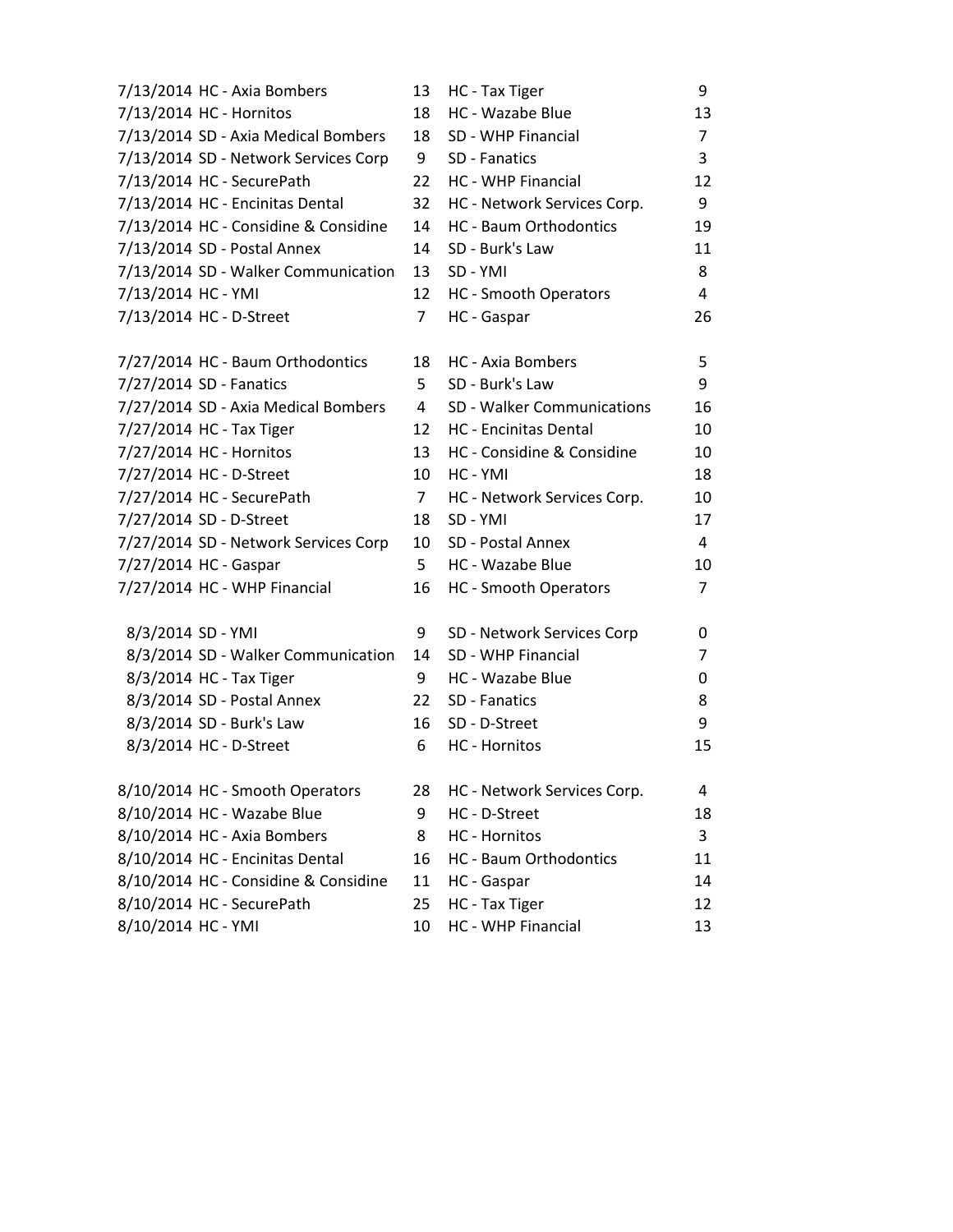| | | | | |
|---|---|---|---|---|
| 7/13/2014 | HC - Axia Bombers | 13 | HC - Tax Tiger | 9 |
| 7/13/2014 | HC - Hornitos | 18 | HC - Wazabe Blue | 13 |
| 7/13/2014 | SD - Axia Medical Bombers | 18 | SD - WHP Financial | 7 |
| 7/13/2014 | SD - Network Services Corp | 9 | SD - Fanatics | 3 |
| 7/13/2014 | HC - SecurePath | 22 | HC - WHP Financial | 12 |
| 7/13/2014 | HC - Encinitas Dental | 32 | HC - Network Services Corp. | 9 |
| 7/13/2014 | HC - Considine & Considine | 14 | HC - Baum Orthodontics | 19 |
| 7/13/2014 | SD - Postal Annex | 14 | SD - Burk's Law | 11 |
| 7/13/2014 | SD - Walker Communication | 13 | SD - YMI | 8 |
| 7/13/2014 | HC - YMI | 12 | HC - Smooth Operators | 4 |
| 7/13/2014 | HC - D-Street | 7 | HC - Gaspar | 26 |
| | | | | |
| 7/27/2014 | HC - Baum Orthodontics | 18 | HC - Axia Bombers | 5 |
| 7/27/2014 | SD - Fanatics | 5 | SD - Burk's Law | 9 |
| 7/27/2014 | SD - Axia Medical Bombers | 4 | SD - Walker Communications | 16 |
| 7/27/2014 | HC - Tax Tiger | 12 | HC - Encinitas Dental | 10 |
| 7/27/2014 | HC - Hornitos | 13 | HC - Considine & Considine | 10 |
| 7/27/2014 | HC - D-Street | 10 | HC - YMI | 18 |
| 7/27/2014 | HC - SecurePath | 7 | HC - Network Services Corp. | 10 |
| 7/27/2014 | SD - D-Street | 18 | SD - YMI | 17 |
| 7/27/2014 | SD - Network Services Corp | 10 | SD - Postal Annex | 4 |
| 7/27/2014 | HC - Gaspar | 5 | HC - Wazabe Blue | 10 |
| 7/27/2014 | HC - WHP Financial | 16 | HC - Smooth Operators | 7 |
| | | | | |
| 8/3/2014 | SD - YMI | 9 | SD - Network Services Corp | 0 |
| 8/3/2014 | SD - Walker Communication | 14 | SD - WHP Financial | 7 |
| 8/3/2014 | HC - Tax Tiger | 9 | HC - Wazabe Blue | 0 |
| 8/3/2014 | SD - Postal Annex | 22 | SD - Fanatics | 8 |
| 8/3/2014 | SD - Burk's Law | 16 | SD - D-Street | 9 |
| 8/3/2014 | HC - D-Street | 6 | HC - Hornitos | 15 |
| | | | | |
| 8/10/2014 | HC - Smooth Operators | 28 | HC - Network Services Corp. | 4 |
| 8/10/2014 | HC - Wazabe Blue | 9 | HC - D-Street | 18 |
| 8/10/2014 | HC - Axia Bombers | 8 | HC - Hornitos | 3 |
| 8/10/2014 | HC - Encinitas Dental | 16 | HC - Baum Orthodontics | 11 |
| 8/10/2014 | HC - Considine & Considine | 11 | HC - Gaspar | 14 |
| 8/10/2014 | HC - SecurePath | 25 | HC - Tax Tiger | 12 |
| 8/10/2014 | HC - YMI | 10 | HC - WHP Financial | 13 |